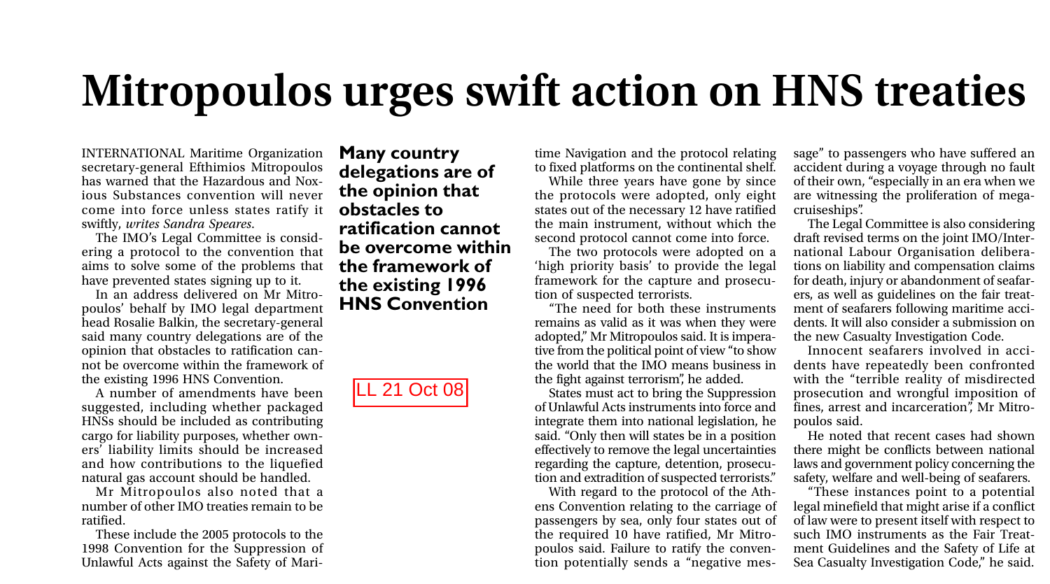# Mitropoulos urges swift action on HNS treaties

INTERNATIONAL Maritime Organization secretary-general Efthimios Mitropoulos has warned that the Hazardous and Noxious Substances convention will never come into force unless states ratify it swiftly, *writes Sandra Speares*.

The IMO's Legal Committee is considering a protocol to the convention that aims to solve some of the problems that have prevented states signing up to it.

In an address delivered on Mr Mitropoulos' behalf by IMO legal department head Rosalie Balkin, the secretary-general said many country delegations are of the opinion that obstacles to ratification cannot be overcome within the framework of the existing 1996 HNS Convention.

**Many country delegations are of the opinion that obstacles to ratification cannot be overcome within the framework of the existing 1996 HNS Convention**

LL 21 Oct 08

A number of amendments have been suggested, including whether packaged HNSs should be included as contributing cargo for liability purposes, whether owners' liability limits should be increased and how contributions to the liquefied natural gas account should be handled.

Mr Mitropoulos also noted that a number of other IMO treaties remain to be ratified.

These include the 2005 protocols to the 1998 Convention for the Suppression of Unlawful Acts against the Safety of Maritime Navigation and the protocol relating to fixed platforms on the continental shelf.

While three years have gone by since the protocols were adopted, only eight states out of the necessary 12 have ratified the main instrument, without which the second protocol cannot come into force.

The two protocols were adopted on a 'high priority basis' to provide the legal framework for the capture and prosecution of suspected terrorists.

"The need for both these instruments remains as valid as it was when they were adopted," Mr Mitropoulos said. It is imperative from the political point of view "to show the world that the IMO means business in the fight against terrorism", he added.

States must act to bring the Suppression of Unlawful Acts instruments into force and integrate them into national legislation, he said. "Only then will states be in a position effectively to remove the legal uncertainties regarding the capture, detention, prosecution and extradition of suspected terrorists."

With regard to the protocol of the Athens Convention relating to the carriage of passengers by sea, only four states out of the required 10 have ratified, Mr Mitropoulos said. Failure to ratify the convention potentially sends a "negative message" to passengers who have suffered an accident during a voyage through no fault of their own, "especially in an era when we are witnessing the proliferation of mega-cruiseships".

The Legal Committee is also considering draft revised terms on the joint IMO/International Labour Organisation deliberations on liability and compensation claims for death, injury or abandonment of seafarers, as well as guidelines on the fair treatment of seafarers following maritime accidents. It will also consider a submission on the new Casualty Investigation Code.

Innocent seafarers involved in accidents have repeatedly been confronted with the "terrible reality of misdirected prosecution and wrongful imposition of fines, arrest and incarceration", Mr Mitropoulos said.

He noted that recent cases had shown there might be conflicts between national laws and government policy concerning the safety, welfare and well-being of seafarers.

"These instances point to a potential legal minefield that might arise if a conflict of law were to present itself with respect to such IMO instruments as the Fair Treatment Guidelines and the Safety of Life at Sea Casualty Investigation Code," he said.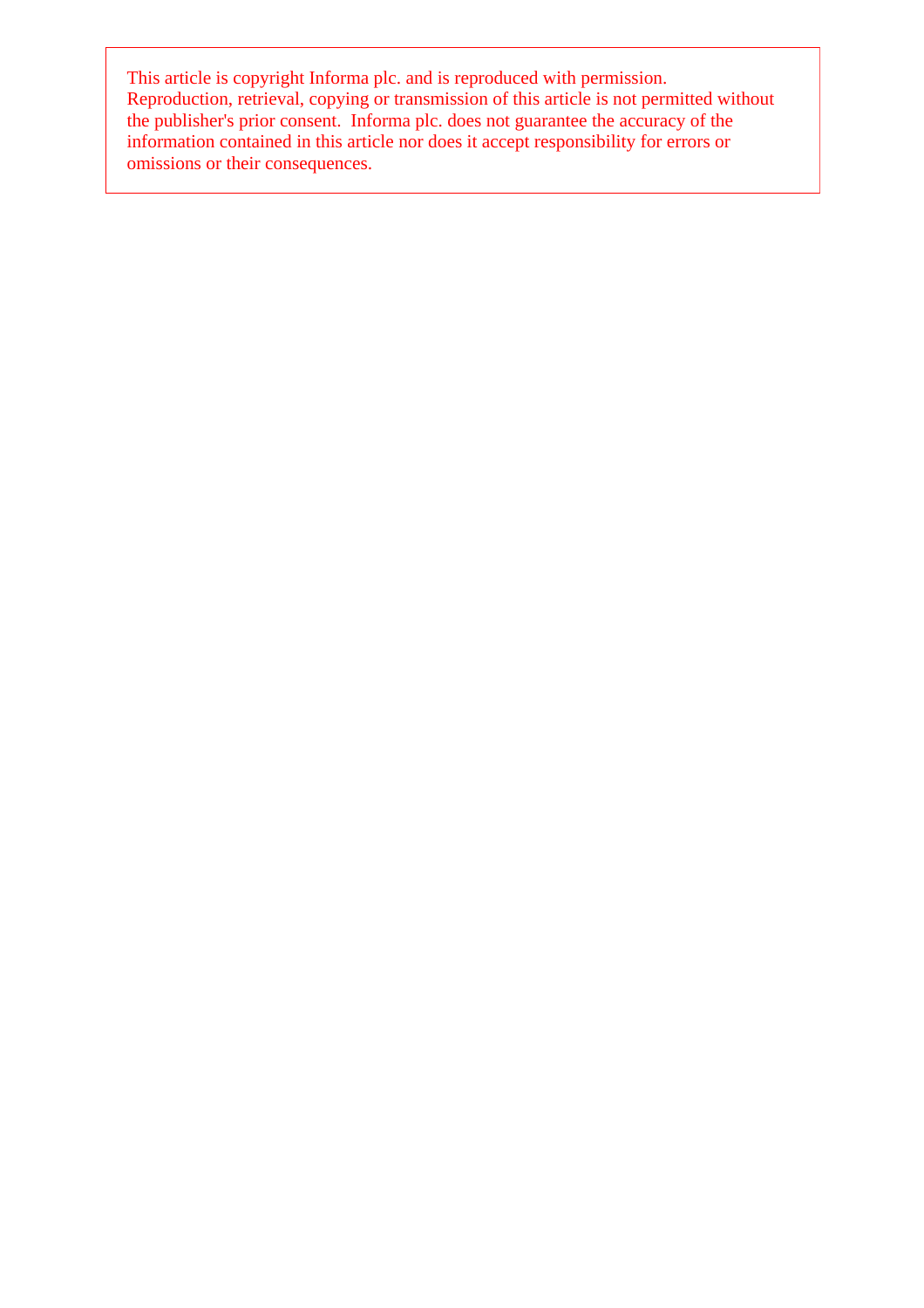This article is copyright Informa plc. and is reproduced with permission. Reproduction, retrieval, copying or transmission of this article is not permitted without the publisher's prior consent. Informa plc. does not guarantee the accuracy of the information contained in this article nor does it accept responsibility for errors or omissions or their consequences.